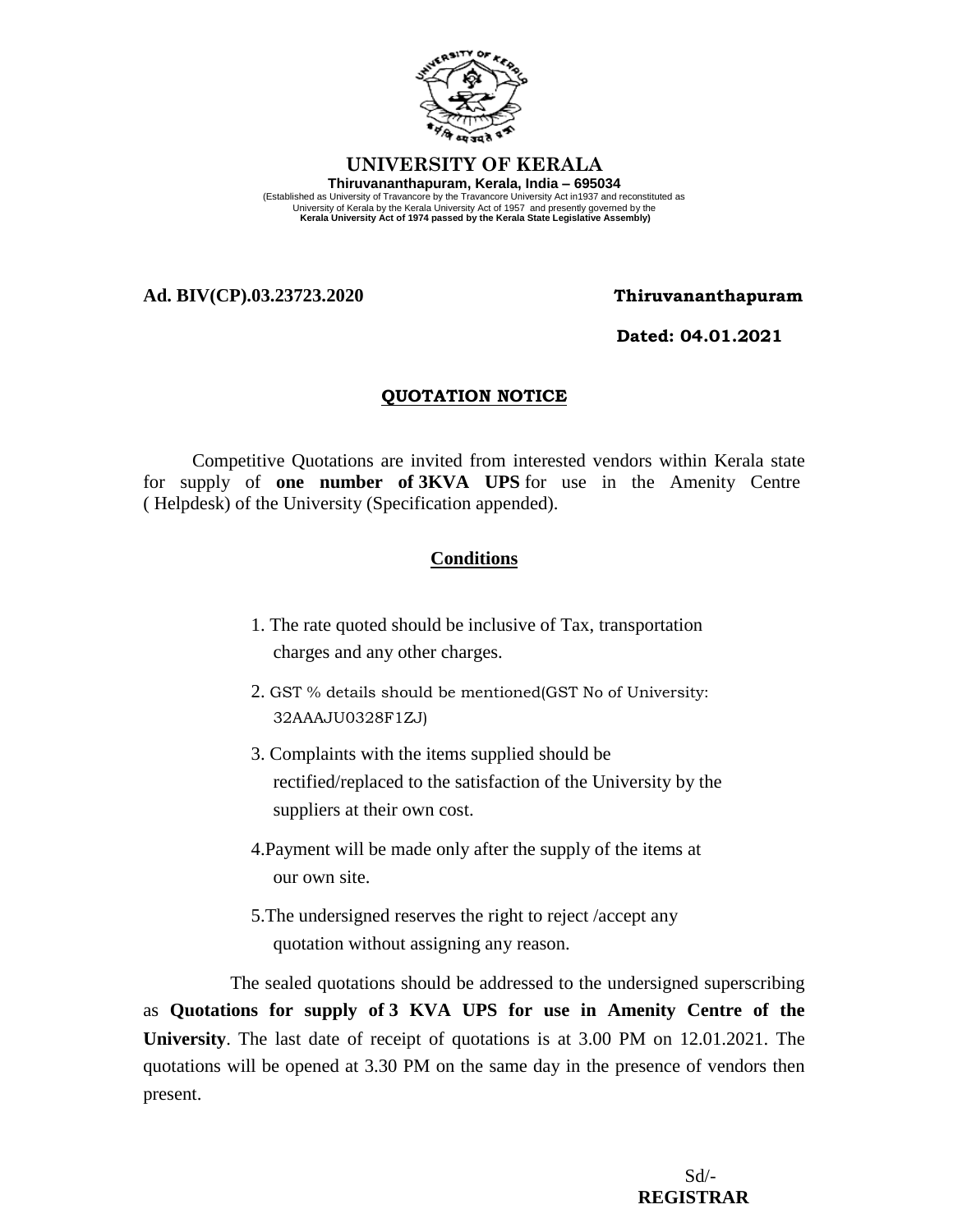# UNIVERSITY OF KERALA

**Thiruvananthapuram, Kerala, India – 695034**

(Established as University of Travancore by the Travancore University Act in1937 and reconstituted as University of Kerala by the Kerala University Act of 1957 and presently governed by the **Kerala University Act of 1974 passed by the Kerala State Legislative Assembly)**

**Ad. BIV(CP).03.23723.2020** **Thiruvananthapuram**

**Dated: 04.01.2021**

## QUOTATION NOTICE

Competitive Quotations are invited from interested vendors within Kerala state for supply of **one number of 3KVA UPS** for use in the Amenity Centre ( Helpdesk) of the University (Specification appended).

## Conditions

1. The rate quoted should be inclusive of Tax, transportation charges and any other charges.
2. GST % details should be mentioned(GST No of University: 32AAAJU0328F1ZJ)
3. Complaints with the items supplied should be rectified/replaced to the satisfaction of the University by the suppliers at their own cost.
4. Payment will be made only after the supply of the items at our own site.
5. The undersigned reserves the right to reject /accept any quotation without assigning any reason.

The sealed quotations should be addressed to the undersigned superscribing as **Quotations for supply of 3 KVA UPS for use in Amenity Centre of the University**. The last date of receipt of quotations is at 3.00 PM on 12.01.2021. The quotations will be opened at 3.30 PM on the same day in the presence of vendors then present.

Sd/-

**REGISTRAR**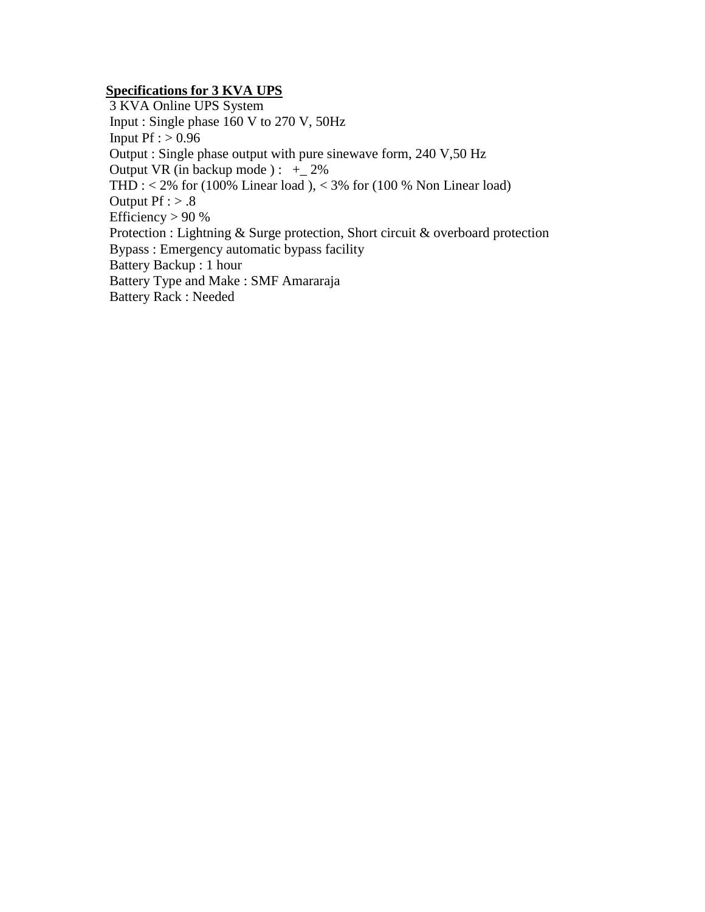**Specifications for 3 KVA UPS**

3 KVA Online UPS System
Input : Single phase 160 V to 270 V, 50Hz
Input Pf : > 0.96
Output : Single phase output with pure sinewave form, 240 V,50 Hz
Output VR (in backup mode ) : +_ 2%
THD : < 2% for (100% Linear load ), < 3% for (100 % Non Linear load)
Output Pf : > .8
Efficiency > 90 %
Protection : Lightning & Surge protection, Short circuit & overboard protection
Bypass : Emergency automatic bypass facility
Battery Backup : 1 hour
Battery Type and Make : SMF Amararaja
Battery Rack : Needed